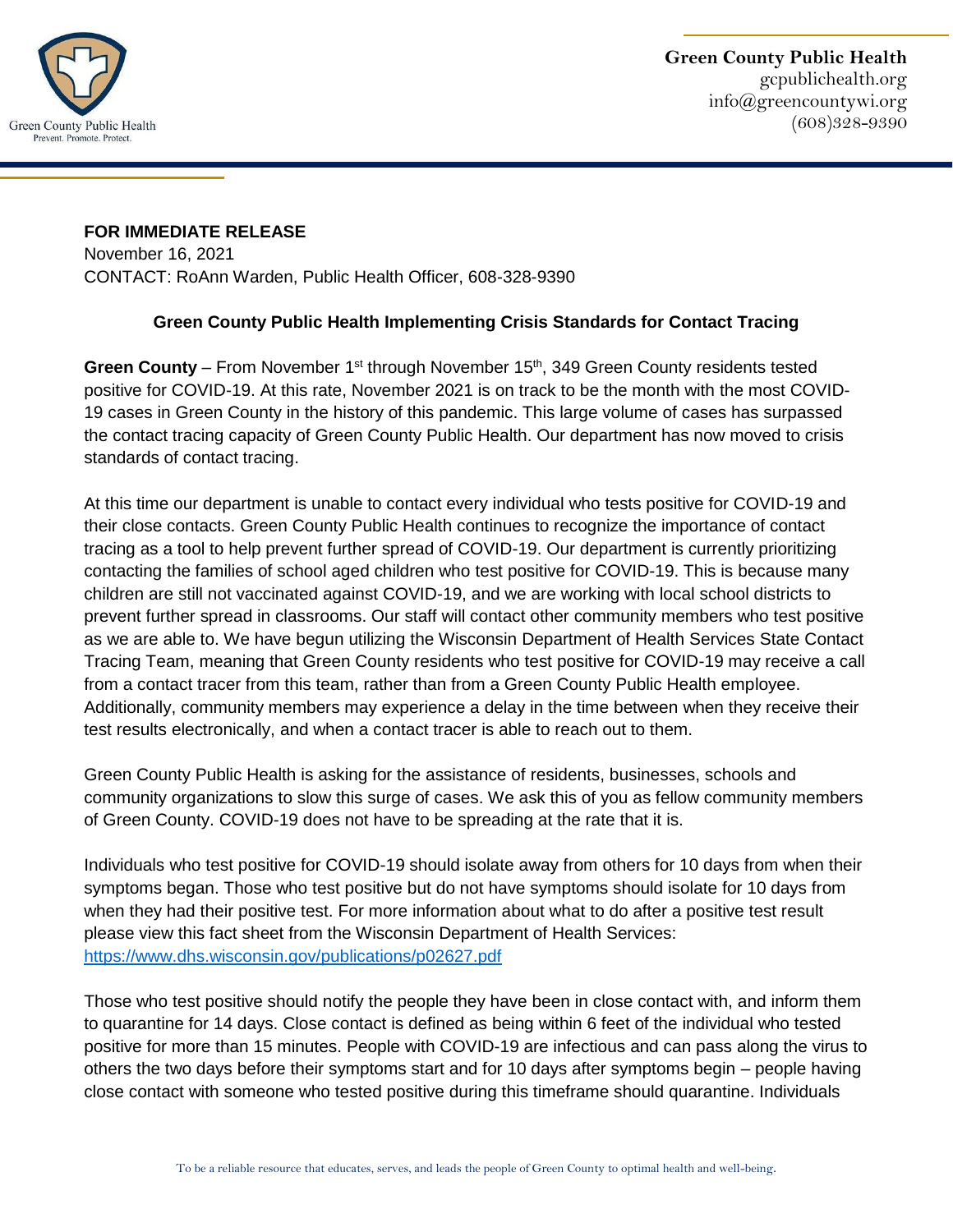Green County Public Health
gcpublichealth.org
info@greencountywi.org
(608)328-9390

**FOR IMMEDIATE RELEASE**
November 16, 2021
CONTACT: RoAnn Warden, Public Health Officer, 608-328-9390

**Green County Public Health Implementing Crisis Standards for Contact Tracing**

**Green County** – From November 1st through November 15th, 349 Green County residents tested positive for COVID-19. At this rate, November 2021 is on track to be the month with the most COVID-19 cases in Green County in the history of this pandemic. This large volume of cases has surpassed the contact tracing capacity of Green County Public Health. Our department has now moved to crisis standards of contact tracing.

At this time our department is unable to contact every individual who tests positive for COVID-19 and their close contacts. Green County Public Health continues to recognize the importance of contact tracing as a tool to help prevent further spread of COVID-19. Our department is currently prioritizing contacting the families of school aged children who test positive for COVID-19. This is because many children are still not vaccinated against COVID-19, and we are working with local school districts to prevent further spread in classrooms. Our staff will contact other community members who test positive as we are able to. We have begun utilizing the Wisconsin Department of Health Services State Contact Tracing Team, meaning that Green County residents who test positive for COVID-19 may receive a call from a contact tracer from this team, rather than from a Green County Public Health employee. Additionally, community members may experience a delay in the time between when they receive their test results electronically, and when a contact tracer is able to reach out to them.

Green County Public Health is asking for the assistance of residents, businesses, schools and community organizations to slow this surge of cases. We ask this of you as fellow community members of Green County. COVID-19 does not have to be spreading at the rate that it is.

Individuals who test positive for COVID-19 should isolate away from others for 10 days from when their symptoms began. Those who test positive but do not have symptoms should isolate for 10 days from when they had their positive test. For more information about what to do after a positive test result please view this fact sheet from the Wisconsin Department of Health Services: https://www.dhs.wisconsin.gov/publications/p02627.pdf

Those who test positive should notify the people they have been in close contact with, and inform them to quarantine for 14 days. Close contact is defined as being within 6 feet of the individual who tested positive for more than 15 minutes. People with COVID-19 are infectious and can pass along the virus to others the two days before their symptoms start and for 10 days after symptoms begin – people having close contact with someone who tested positive during this timeframe should quarantine. Individuals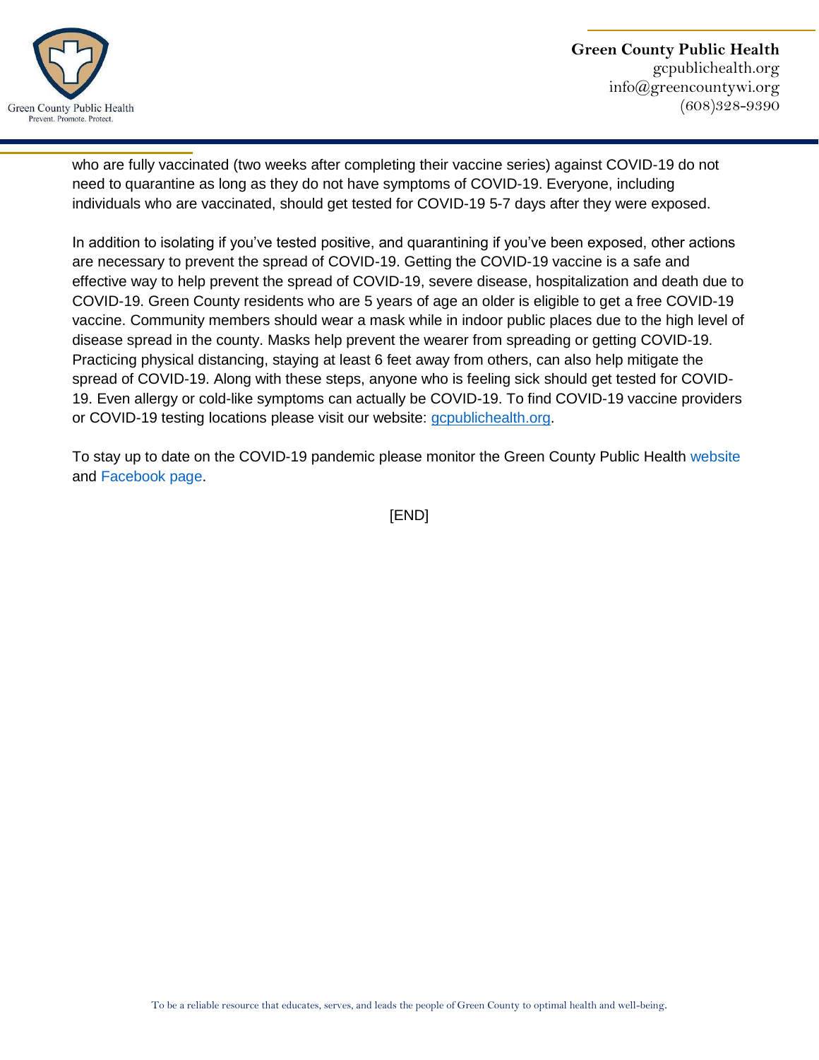who are fully vaccinated (two weeks after completing their vaccine series) against COVID-19 do not need to quarantine as long as they do not have symptoms of COVID-19. Everyone, including individuals who are vaccinated, should get tested for COVID-19 5-7 days after they were exposed.

In addition to isolating if you've tested positive, and quarantining if you've been exposed, other actions are necessary to prevent the spread of COVID-19. Getting the COVID-19 vaccine is a safe and effective way to help prevent the spread of COVID-19, severe disease, hospitalization and death due to COVID-19. Green County residents who are 5 years of age an older is eligible to get a free COVID-19 vaccine. Community members should wear a mask while in indoor public places due to the high level of disease spread in the county. Masks help prevent the wearer from spreading or getting COVID-19. Practicing physical distancing, staying at least 6 feet away from others, can also help mitigate the spread of COVID-19. Along with these steps, anyone who is feeling sick should get tested for COVID-19. Even allergy or cold-like symptoms can actually be COVID-19. To find COVID-19 vaccine providers or COVID-19 testing locations please visit our website: gcpublichealth.org.

To stay up to date on the COVID-19 pandemic please monitor the Green County Public Health website and Facebook page.

[END]